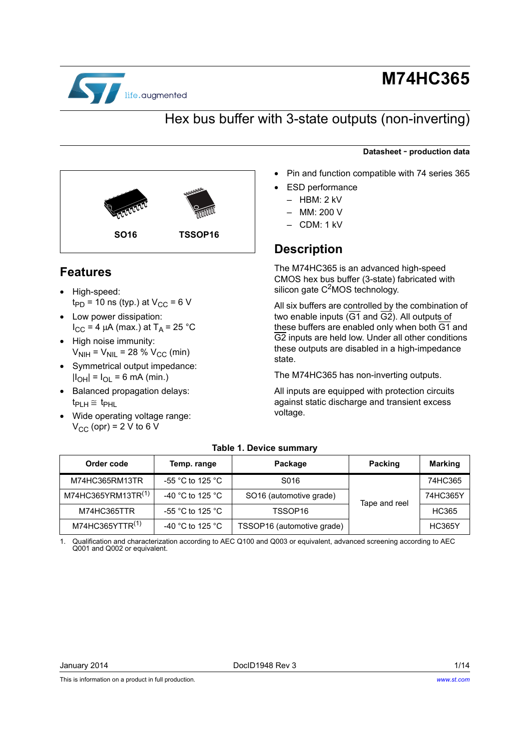# M74HC365

## Hex bus buffer with 3-state outputs (non-inverting)

**Datasheet - production data**

SO16 TSSOP16

## Features

- High-speed:
  $t_{PD}$ = 10 ns (typ.) at $V_{CC}$ = 6 V
- Low power dissipation:
  $I_{CC}$ = 4 µA (max.) at $T_A$ = 25 °C
- High noise immunity:
  $V_{NIH}$ = $V_{NIL}$ = 28 % $V_{CC}$ (min)
- Symmetrical output impedance:
  $|I_{OH}|$ = $I_{OL}$ = 6 mA (min.)
- Balanced propagation delays:
  $t_{PLH} \cong t_{PHL}$
- Wide operating voltage range:
  $V_{CC}$ (opr) = 2 V to 6 V
- Pin and function compatible with 74 series 365
- ESD performance
  - HBM: 2 kV
  - MM: 200 V
  - CDM: 1 kV

## Description

The M74HC365 is an advanced high-speed CMOS hex bus buffer (3-state) fabricated with silicon gate $C^2$MOS technology.

All six buffers are controlled by the combination of two enable inputs ($\overline{G1}$ and $\overline{G2}$). All outputs of these buffers are enabled only when both $\overline{G1}$ and $\overline{G2}$ inputs are held low. Under all other conditions these outputs are disabled in a high-impedance state.

The M74HC365 has non-inverting outputs.

All inputs are equipped with protection circuits against static discharge and transient excess voltage.

**Table 1. Device summary**

| Order code | Temp. range | Package | Packing | Marking |
|---|---|---|---|---|
| M74HC365RM13TR | -55 °C to 125 °C | S016 | Tape and reel | 74HC365 |
| M74HC365YRM13TR(1) | -40 °C to 125 °C | SO16 (automotive grade) | | 74HC365Y |
| M74HC365TTR | -55 °C to 125 °C | TSSOP16 | | HC365 |
| M74HC365YTTR(1) | -40 °C to 125 °C | TSSOP16 (automotive grade) | | HC365Y |

1. Qualification and characterization according to AEC Q100 and Q003 or equivalent, advanced screening according to AEC Q001 and Q002 or equivalent.

January 2014 DocID1948 Rev 3

This is information on a product in full production.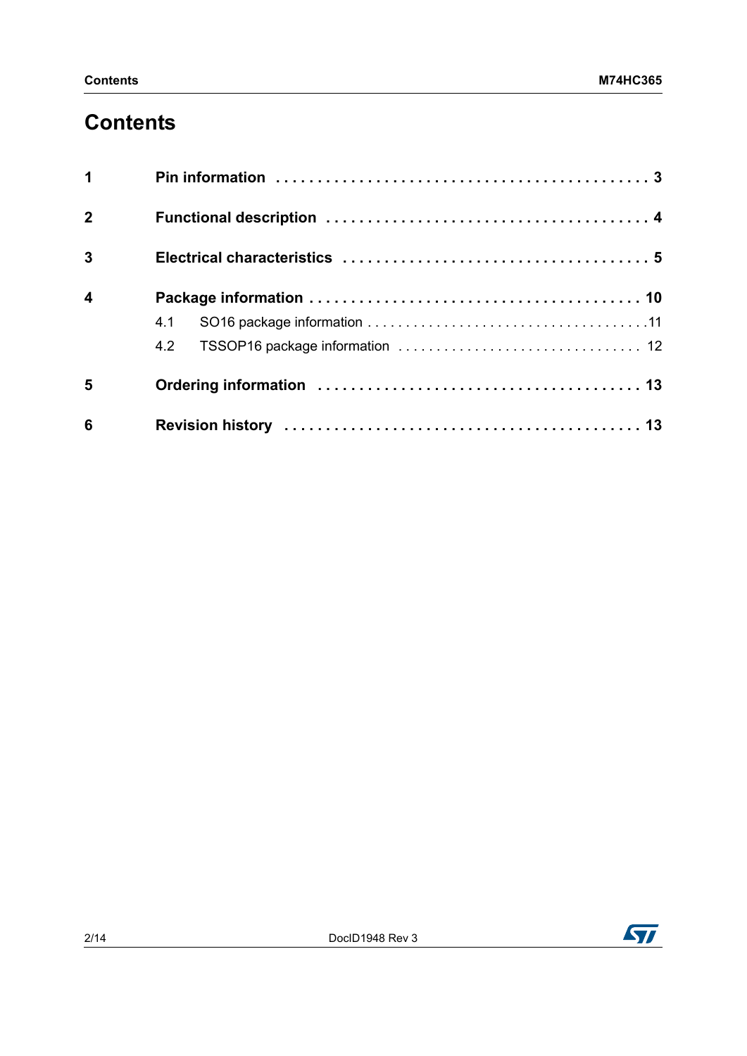# Contents

| | | |
|---|---|---|
| **1** | **Pin information** | **3** |
| **2** | **Functional description** | **4** |
| **3** | **Electrical characteristics** | **5** |
| **4** | **Package information** | **10** |
| | 4.1 SO16 package information | 11 |
| | 4.2 TSSOP16 package information | 12 |
| **5** | **Ordering information** | **13** |
| **6** | **Revision history** | **13** |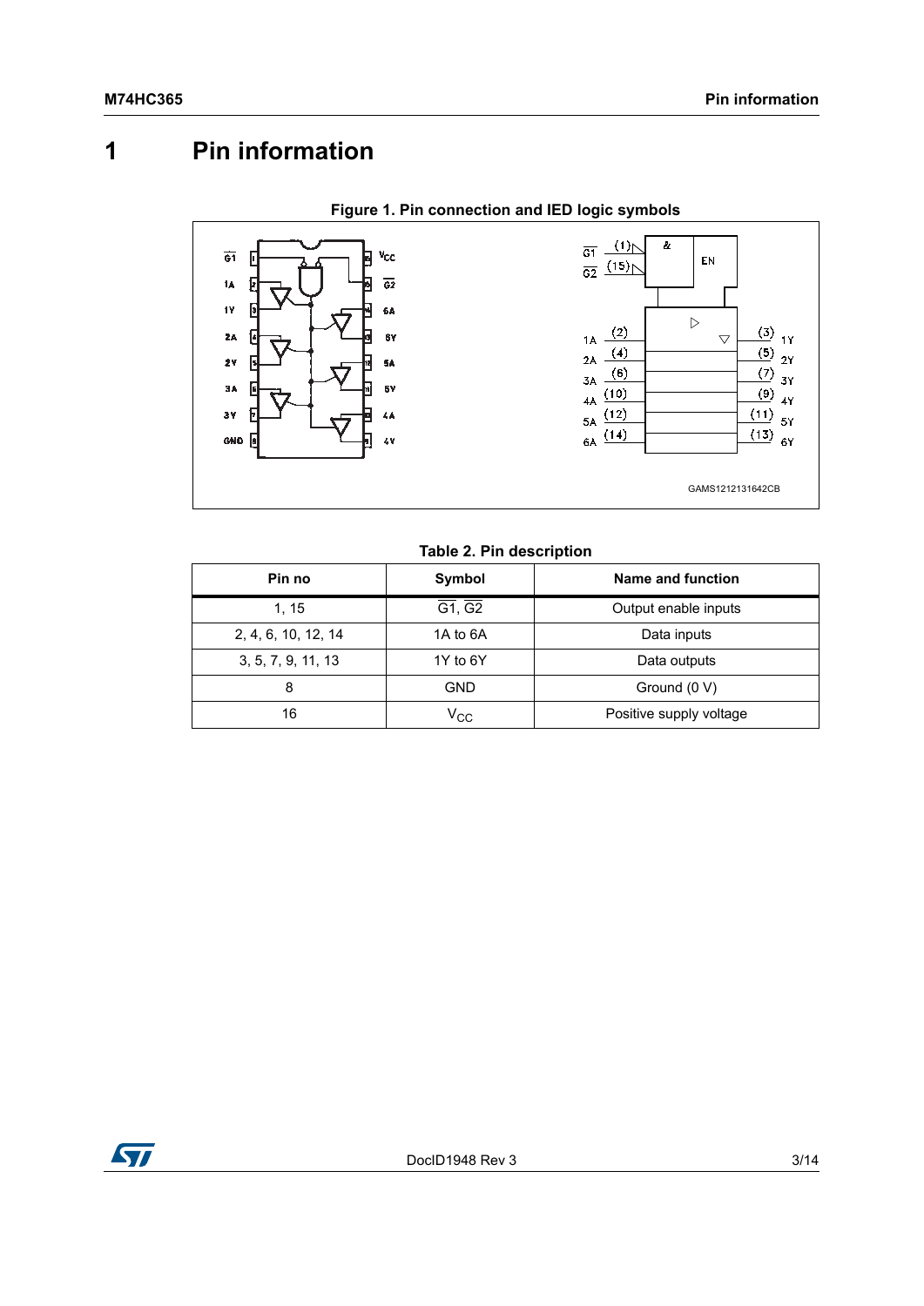# 1 Pin information

**Figure 1. Pin connection and IED logic symbols**

**Table 2. Pin description**

| Pin no | Symbol | Name and function |
| --- | --- | --- |
| 1, 15 | $\overline{G1}$, $\overline{G2}$ | Output enable inputs |
| 2, 4, 6, 10, 12, 14 | 1A to 6A | Data inputs |
| 3, 5, 7, 9, 11, 13 | 1Y to 6Y | Data outputs |
| 8 | GND | Ground (0 V) |
| 16 | $V_{CC}$ | Positive supply voltage |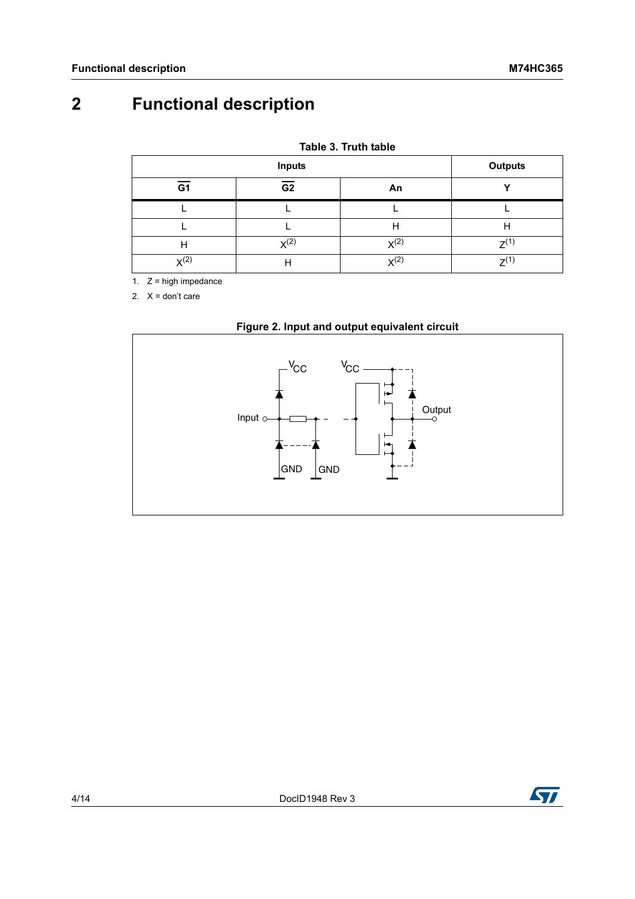# 2 Functional description

**Table 3. Truth table**

| Inputs | | | Outputs |
|---|---|---|---|
| $\overline{G1}$ | $\overline{G2}$ | An | Y |
| L | L | L | L |
| L | L | H | H |
| H | X[(2)] | X[(2)] | Z[(1)] |
| X[(2)] | H | X[(2)] | Z[(1)] |

1. Z = high impedance
2. X = don't care

**Figure 2. Input and output equivalent circuit**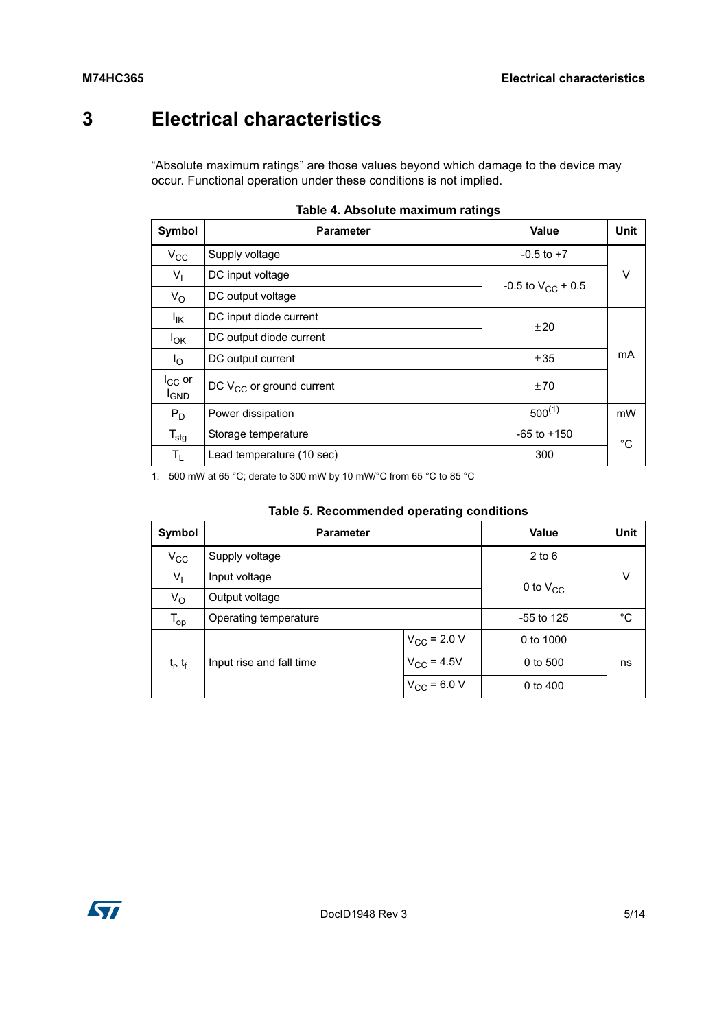# 3 Electrical characteristics

"Absolute maximum ratings" are those values beyond which damage to the device may occur. Functional operation under these conditions is not implied.

**Table 4. Absolute maximum ratings**

| Symbol | Parameter | Value | Unit |
|---|---|---|---|
| $V_{CC}$ | Supply voltage | -0.5 to +7 | V |
| $V_I$ | DC input voltage | -0.5 to $V_{CC}$ + 0.5 | V |
| $V_O$ | DC output voltage | -0.5 to $V_{CC}$ + 0.5 | V |
| $I_{IK}$ | DC input diode current | ±20 | mA |
| $I_{OK}$ | DC output diode current | ±20 | mA |
| $I_O$ | DC output current | ±35 | mA |
| $I_{CC}$ or $I_{GND}$ | DC $V_{CC}$ or ground current | ±70 | mA |
| $P_D$ | Power dissipation | 500[1] | mW |
| $T_{stg}$ | Storage temperature | -65 to +150 | °C |
| $T_L$ | Lead temperature (10 sec) | 300 | °C |

1. 500 mW at 65 °C; derate to 300 mW by 10 mW/°C from 65 °C to 85 °C

**Table 5. Recommended operating conditions**

| Symbol | Parameter | | Value | Unit |
|---|---|---|---|---|
| $V_{CC}$ | Supply voltage | | 2 to 6 | V |
| $V_I$ | Input voltage | | 0 to $V_{CC}$ | V |
| $V_O$ | Output voltage | | 0 to $V_{CC}$ | V |
| $T_{op}$ | Operating temperature | | -55 to 125 | °C |
| $t_r$, $t_f$ | Input rise and fall time | $V_{CC}$ = 2.0 V | 0 to 1000 | ns |
| | | $V_{CC}$ = 4.5V | 0 to 500 | ns |
| | | $V_{CC}$ = 6.0 V | 0 to 400 | ns |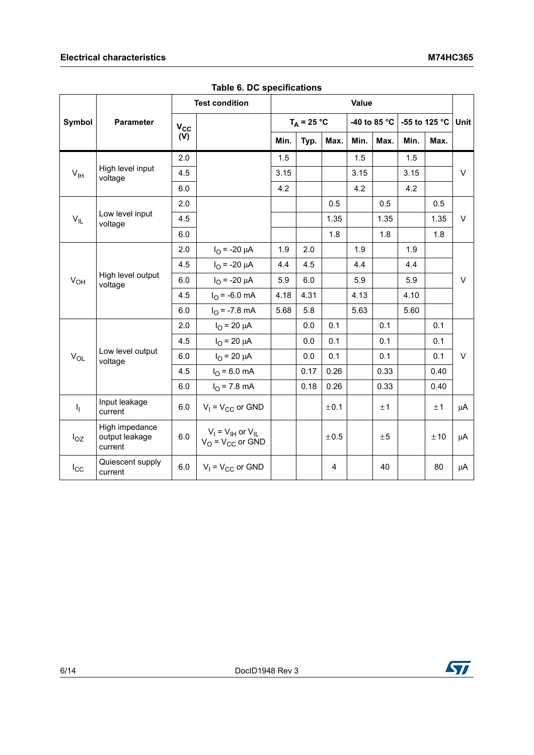**Table 6. DC specifications**

| Symbol | Parameter | Test condition | | Value | | | | | | | Unit |
|---|---|---|---|---|---|---|---|---|---|---|---|
| | | $V_{CC}$ (V) | | $T_A$ = 25 °C | | | -40 to 85 °C | | -55 to 125 °C | | |
| | | | | Min. | Typ. | Max. | Min. | Max. | Min. | Max. | |
| $V_{IH}$ | High level input voltage | 2.0 | | 1.5 | | | 1.5 | | 1.5 | | V |
| | | 4.5 | | 3.15 | | | 3.15 | | 3.15 | | |
| | | 6.0 | | 4.2 | | | 4.2 | | 4.2 | | |
| $V_{IL}$ | Low level input voltage | 2.0 | | | | 0.5 | | 0.5 | | 0.5 | V |
| | | 4.5 | | | | 1.35 | | 1.35 | | 1.35 | |
| | | 6.0 | | | | 1.8 | | 1.8 | | 1.8 | |
| $V_{OH}$ | High level output voltage | 2.0 | $I_O$ = -20 µA | 1.9 | 2.0 | | 1.9 | | 1.9 | | V |
| | | 4.5 | $I_O$ = -20 µA | 4.4 | 4.5 | | 4.4 | | 4.4 | | |
| | | 6.0 | $I_O$ = -20 µA | 5.9 | 6.0 | | 5.9 | | 5.9 | | |
| | | 4.5 | $I_O$ = -6.0 mA | 4.18 | 4.31 | | 4.13 | | 4.10 | | |
| | | 6.0 | $I_O$ = -7.8 mA | 5.68 | 5.8 | | 5.63 | | 5.60 | | |
| $V_{OL}$ | Low level output voltage | 2.0 | $I_O$ = 20 µA | | 0.0 | 0.1 | | 0.1 | | 0.1 | V |
| | | 4.5 | $I_O$ = 20 µA | | 0.0 | 0.1 | | 0.1 | | 0.1 | |
| | | 6.0 | $I_O$ = 20 µA | | 0.0 | 0.1 | | 0.1 | | 0.1 | |
| | | 4.5 | $I_O$ = 6.0 mA | | 0.17 | 0.26 | | 0.33 | | 0.40 | |
| | | 6.0 | $I_O$ = 7.8 mA | | 0.18 | 0.26 | | 0.33 | | 0.40 | |
| $I_I$ | Input leakage current | 6.0 | $V_I$ = $V_{CC}$ or GND | | | ±0.1 | | ±1 | | ±1 | µA |
| $I_{OZ}$ | High impedance output leakage current | 6.0 | $V_I$ = $V_{IH}$ or $V_{IL}$ $V_O$ = $V_{CC}$ or GND | | | ±0.5 | | ±5 | | ±10 | µA |
| $I_{CC}$ | Quiescent supply current | 6.0 | $V_I$ = $V_{CC}$ or GND | | | 4 | | 40 | | 80 | µA |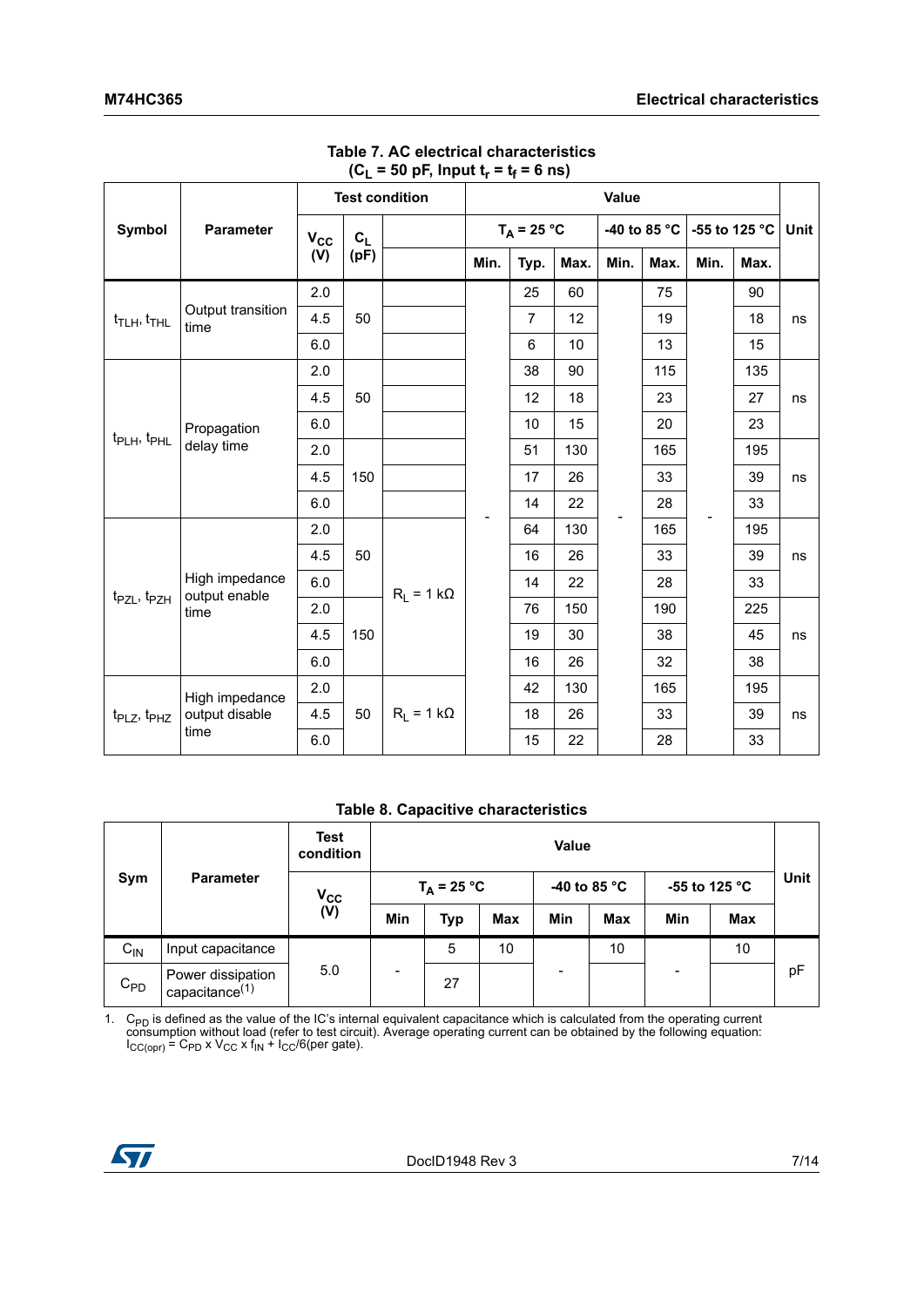**Table 7. AC electrical characteristics ($C_L$ = 50 pF, Input $t_r$ = $t_f$ = 6 ns)**

| Symbol | Parameter | Test condition | | | Value | | | | | | | Unit |
|---|---|---|---|---|---|---|---|---|---|---|---|---|
| | | $V_{CC}$ (V) | $C_L$ (pF) | | $T_A$ = 25 °C | | | -40 to 85 °C | | -55 to 125 °C | | |
| | | | | | Min. | Typ. | Max. | Min. | Max. | Min. | Max. | |
| $t_{TLH}$, $t_{THL}$ | Output transition time | 2.0 | 50 | | - | 25 | 60 | - | 75 | - | 90 | ns |
| | | 4.5 | | | | 7 | 12 | | 19 | | 18 | |
| | | 6.0 | | | | 6 | 10 | | 13 | | 15 | |
| $t_{PLH}$, $t_{PHL}$ | Propagation delay time | 2.0 | 50 | | | 38 | 90 | | 115 | | 135 | ns |
| | | 4.5 | | | | 12 | 18 | | 23 | | 27 | |
| | | 6.0 | | | | 10 | 15 | | 20 | | 23 | |
| | | 2.0 | 150 | | | 51 | 130 | | 165 | | 195 | ns |
| | | 4.5 | | | | 17 | 26 | | 33 | | 39 | |
| | | 6.0 | | | | 14 | 22 | | 28 | | 33 | |
| $t_{PZL}$, $t_{PZH}$ | High impedance output enable time | 2.0 | 50 | $R_L$ = 1 kΩ | | 64 | 130 | | 165 | | 195 | ns |
| | | 4.5 | | | | 16 | 26 | | 33 | | 39 | |
| | | 6.0 | | | | 14 | 22 | | 28 | | 33 | |
| | | 2.0 | 150 | | | 76 | 150 | | 190 | | 225 | ns |
| | | 4.5 | | | | 19 | 30 | | 38 | | 45 | |
| | | 6.0 | | | | 16 | 26 | | 32 | | 38 | |
| $t_{PLZ}$, $t_{PHZ}$ | High impedance output disable time | 2.0 | 50 | $R_L$ = 1 kΩ | | 42 | 130 | | 165 | | 195 | ns |
| | | 4.5 | | | | 18 | 26 | | 33 | | 39 | |
| | | 6.0 | | | | 15 | 22 | | 28 | | 33 | |

**Table 8. Capacitive characteristics**

| Sym | Parameter | Test condition | Value | | | | | | | Unit |
|---|---|---|---|---|---|---|---|---|---|---|
| | | $V_{CC}$ (V) | $T_A$ = 25 °C | | | -40 to 85 °C | | -55 to 125 °C | | |
| | | | Min | Typ | Max | Min | Max | Min | Max | |
| $C_{IN}$ | Input capacitance | 5.0 | - | 5 | 10 | - | 10 | - | 10 | pF |
| $C_{PD}$ | Power dissipation capacitance[(1)] | | | 27 | | | | | | |

1. $C_{PD}$ is defined as the value of the IC's internal equivalent capacitance which is calculated from the operating current consumption without load (refer to test circuit). Average operating current can be obtained by the following equation: $I_{CC(opr)} = C_{PD} \times V_{CC} \times f_{IN} + I_{CC}/6$(per gate).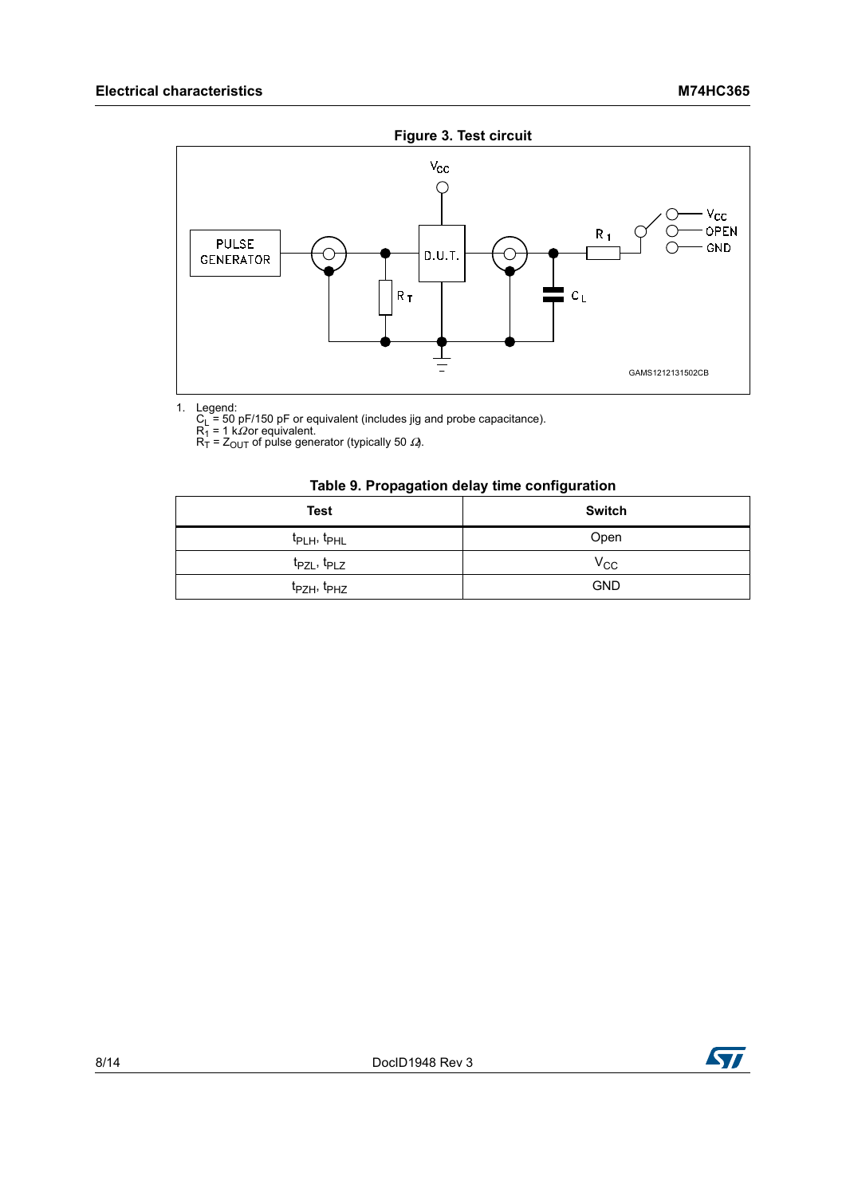**Figure 3. Test circuit**

1. Legend:
   $C_L$ = 50 pF/150 pF or equivalent (includes jig and probe capacitance).
   $R_1$ = 1 kΩor equivalent.
   $R_T$ = $Z_{OUT}$ of pulse generator (typically 50 Ω).

**Table 9. Propagation delay time configuration**

| Test | Switch |
|---|---|
| $t_{PLH}$, $t_{PHL}$ | Open |
| $t_{PZL}$, $t_{PLZ}$ | $V_{CC}$ |
| $t_{PZH}$, $t_{PHZ}$ | GND |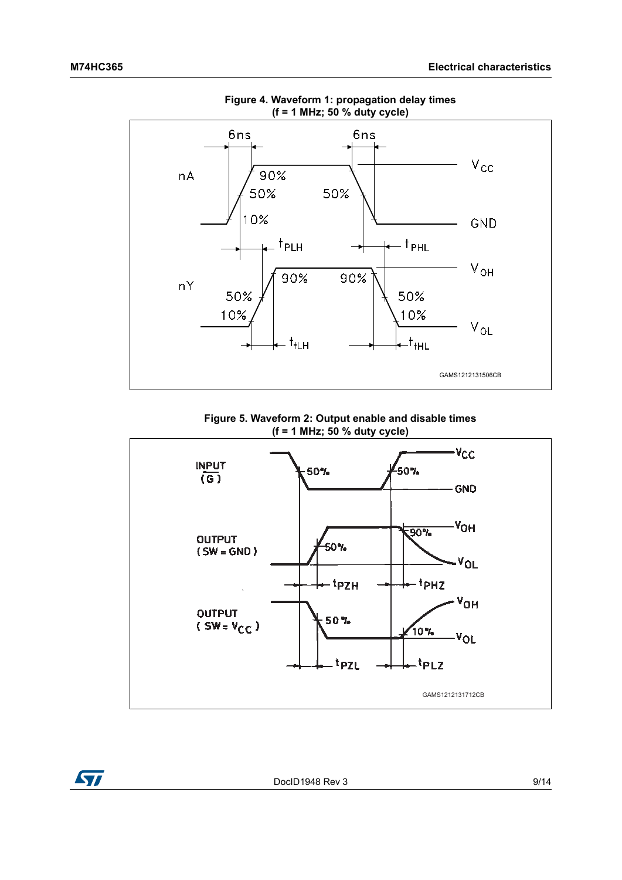**Figure 4. Waveform 1: propagation delay times (f = 1 MHz; 50 % duty cycle)**

**Figure 5. Waveform 2: Output enable and disable times (f = 1 MHz; 50 % duty cycle)**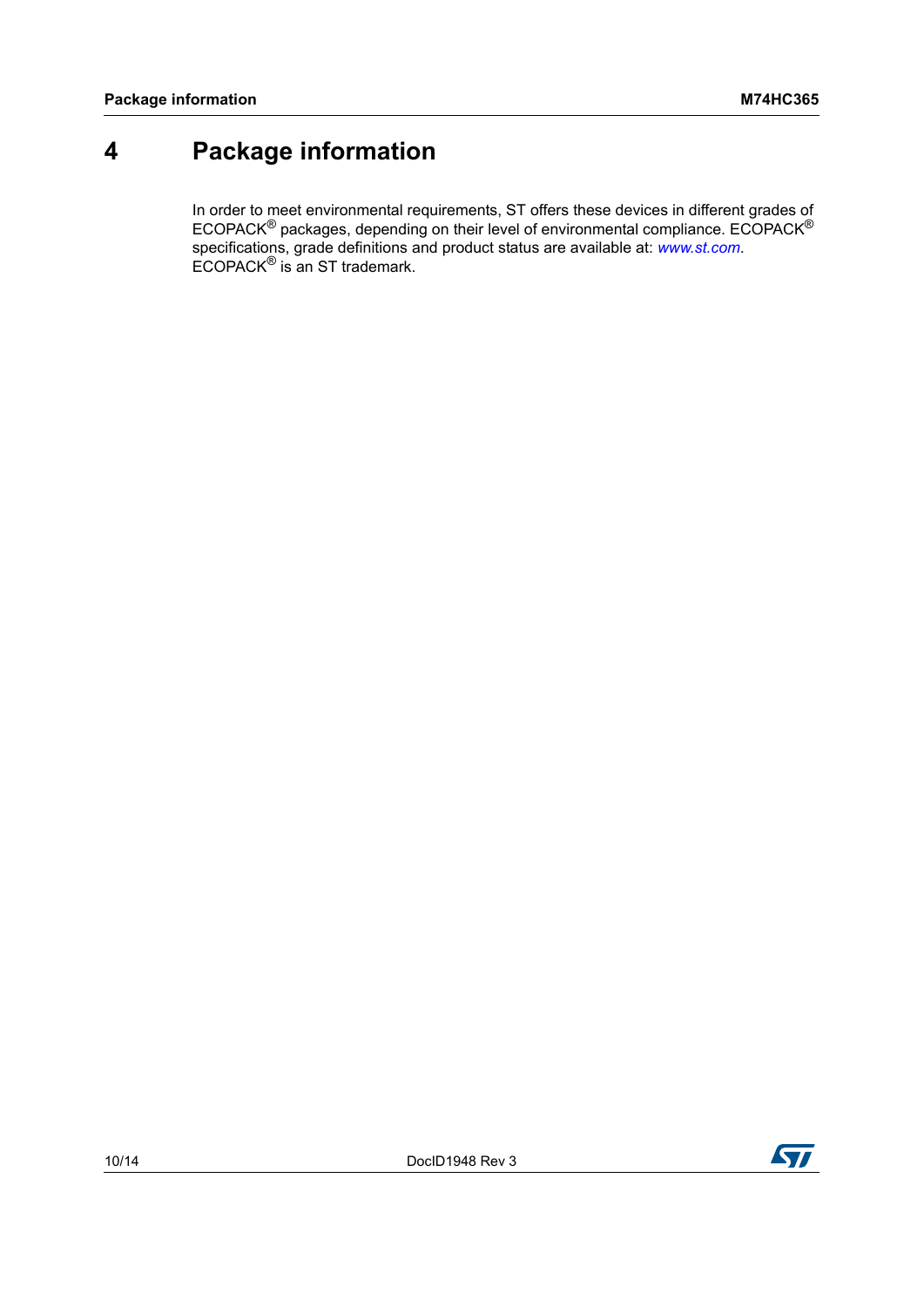# 4 Package information

In order to meet environmental requirements, ST offers these devices in different grades of ECOPACK® packages, depending on their level of environmental compliance. ECOPACK® specifications, grade definitions and product status are available at: *www.st.com*. ECOPACK® is an ST trademark.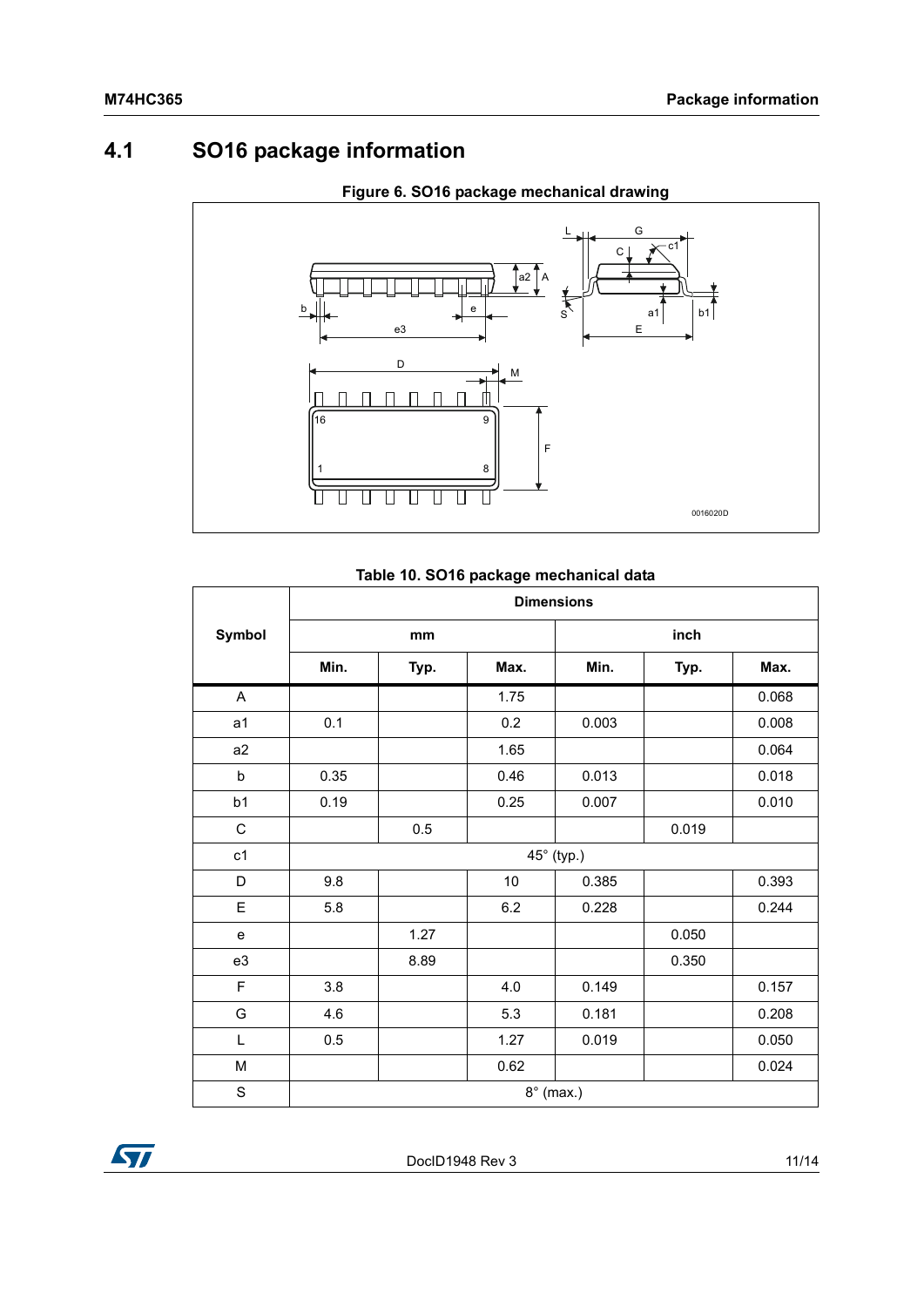## 4.1 SO16 package information

**Figure 6. SO16 package mechanical drawing**

**Table 10. SO16 package mechanical data**

| Symbol | Dimensions | | | | | |
|---|---|---|---|---|---|---|
| | mm | | | inch | | |
| | Min. | Typ. | Max. | Min. | Typ. | Max. |
| A | | | 1.75 | | | 0.068 |
| a1 | 0.1 | | 0.2 | 0.003 | | 0.008 |
| a2 | | | 1.65 | | | 0.064 |
| b | 0.35 | | 0.46 | 0.013 | | 0.018 |
| b1 | 0.19 | | 0.25 | 0.007 | | 0.010 |
| C | | 0.5 | | | 0.019 | |
| c1 | 45° (typ.) | | | | | |
| D | 9.8 | | 10 | 0.385 | | 0.393 |
| E | 5.8 | | 6.2 | 0.228 | | 0.244 |
| e | | 1.27 | | | 0.050 | |
| e3 | | 8.89 | | | 0.350 | |
| F | 3.8 | | 4.0 | 0.149 | | 0.157 |
| G | 4.6 | | 5.3 | 0.181 | | 0.208 |
| L | 0.5 | | 1.27 | 0.019 | | 0.050 |
| M | | | 0.62 | | | 0.024 |
| S | 8° (max.) | | | | | |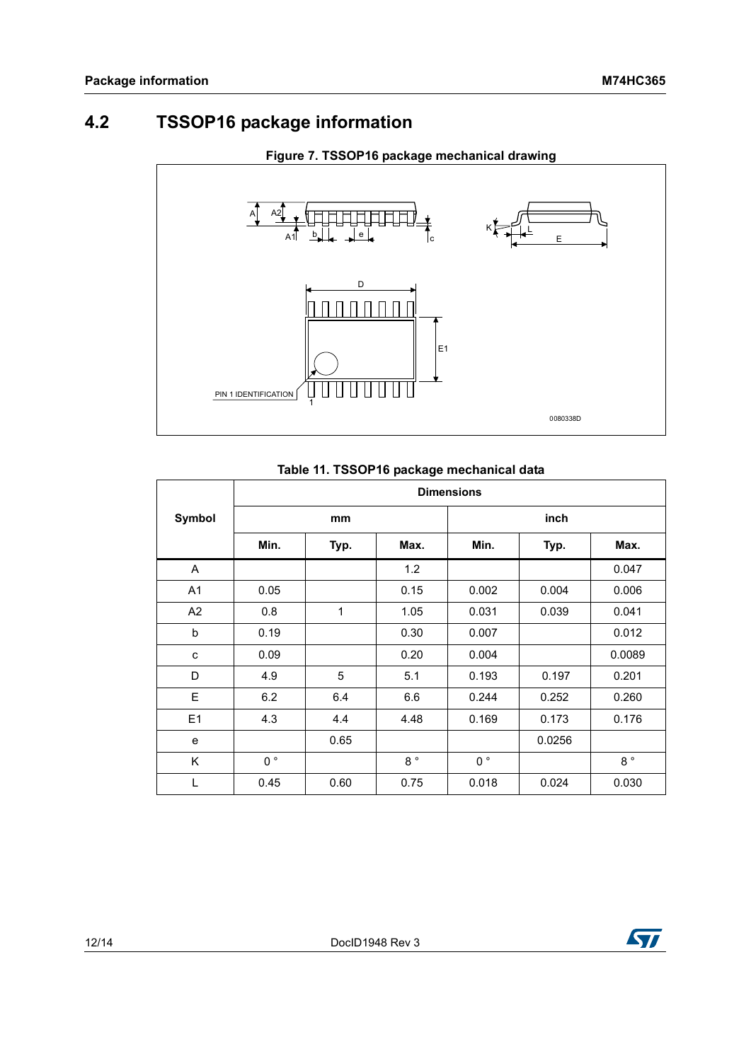## 4.2 TSSOP16 package information

**Figure 7. TSSOP16 package mechanical drawing**

**Table 11. TSSOP16 package mechanical data**

| Symbol | Dimensions | | | | | |
|---|---|---|---|---|---|---|
| | mm | | | inch | | |
| | Min. | Typ. | Max. | Min. | Typ. | Max. |
| A | | | 1.2 | | | 0.047 |
| A1 | 0.05 | | 0.15 | 0.002 | 0.004 | 0.006 |
| A2 | 0.8 | 1 | 1.05 | 0.031 | 0.039 | 0.041 |
| b | 0.19 | | 0.30 | 0.007 | | 0.012 |
| c | 0.09 | | 0.20 | 0.004 | | 0.0089 |
| D | 4.9 | 5 | 5.1 | 0.193 | 0.197 | 0.201 |
| E | 6.2 | 6.4 | 6.6 | 0.244 | 0.252 | 0.260 |
| E1 | 4.3 | 4.4 | 4.48 | 0.169 | 0.173 | 0.176 |
| e | | 0.65 | | | 0.0256 | |
| K | 0 ° | | 8 ° | 0 ° | | 8 ° |
| L | 0.45 | 0.60 | 0.75 | 0.018 | 0.024 | 0.030 |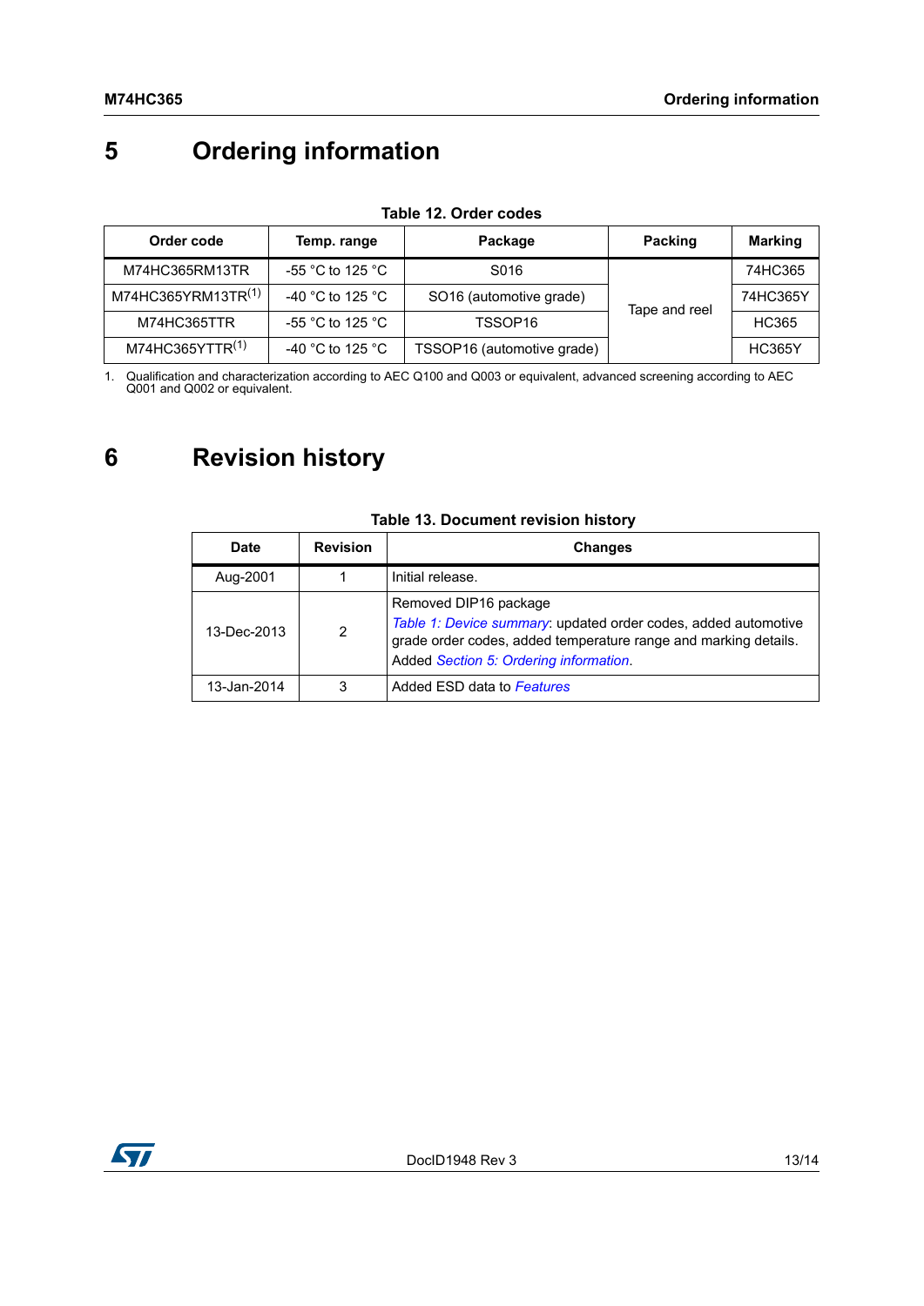# 5 Ordering information

**Table 12. Order codes**

| Order code | Temp. range | Package | Packing | Marking |
|---|---|---|---|---|
| M74HC365RM13TR | -55 °C to 125 °C | S016 | Tape and reel | 74HC365 |
| M74HC365YRM13TR[1] | -40 °C to 125 °C | SO16 (automotive grade) | | 74HC365Y |
| M74HC365TTR | -55 °C to 125 °C | TSSOP16 | | HC365 |
| M74HC365YTTR[1] | -40 °C to 125 °C | TSSOP16 (automotive grade) | | HC365Y |

1. Qualification and characterization according to AEC Q100 and Q003 or equivalent, advanced screening according to AEC Q001 and Q002 or equivalent.

# 6 Revision history

**Table 13. Document revision history**

| Date | Revision | Changes |
|---|---|---|
| Aug-2001 | 1 | Initial release. |
| 13-Dec-2013 | 2 | Removed DIP16 package<br>*Table 1: Device summary*: updated order codes, added automotive grade order codes, added temperature range and marking details.<br>Added *Section 5: Ordering information*. |
| 13-Jan-2014 | 3 | Added ESD data to *Features* |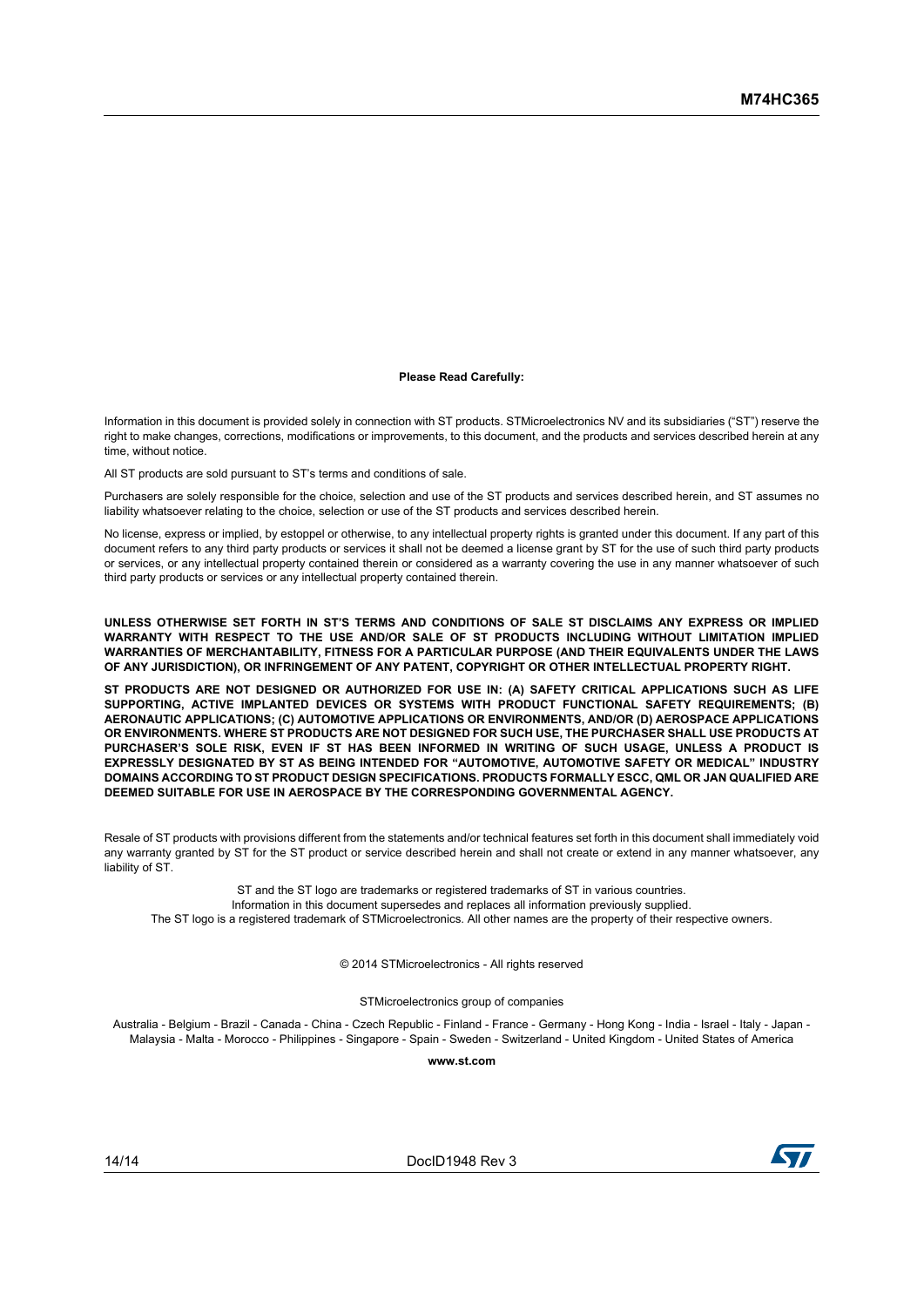**Please Read Carefully:**

Information in this document is provided solely in connection with ST products. STMicroelectronics NV and its subsidiaries (“ST”) reserve the right to make changes, corrections, modifications or improvements, to this document, and the products and services described herein at any time, without notice.

All ST products are sold pursuant to ST’s terms and conditions of sale.

Purchasers are solely responsible for the choice, selection and use of the ST products and services described herein, and ST assumes no liability whatsoever relating to the choice, selection or use of the ST products and services described herein.

No license, express or implied, by estoppel or otherwise, to any intellectual property rights is granted under this document. If any part of this document refers to any third party products or services it shall not be deemed a license grant by ST for the use of such third party products or services, or any intellectual property contained therein or considered as a warranty covering the use in any manner whatsoever of such third party products or services or any intellectual property contained therein.

**UNLESS OTHERWISE SET FORTH IN ST’S TERMS AND CONDITIONS OF SALE ST DISCLAIMS ANY EXPRESS OR IMPLIED WARRANTY WITH RESPECT TO THE USE AND/OR SALE OF ST PRODUCTS INCLUDING WITHOUT LIMITATION IMPLIED WARRANTIES OF MERCHANTABILITY, FITNESS FOR A PARTICULAR PURPOSE (AND THEIR EQUIVALENTS UNDER THE LAWS OF ANY JURISDICTION), OR INFRINGEMENT OF ANY PATENT, COPYRIGHT OR OTHER INTELLECTUAL PROPERTY RIGHT.**

**ST PRODUCTS ARE NOT DESIGNED OR AUTHORIZED FOR USE IN: (A) SAFETY CRITICAL APPLICATIONS SUCH AS LIFE SUPPORTING, ACTIVE IMPLANTED DEVICES OR SYSTEMS WITH PRODUCT FUNCTIONAL SAFETY REQUIREMENTS; (B) AERONAUTIC APPLICATIONS; (C) AUTOMOTIVE APPLICATIONS OR ENVIRONMENTS, AND/OR (D) AEROSPACE APPLICATIONS OR ENVIRONMENTS. WHERE ST PRODUCTS ARE NOT DESIGNED FOR SUCH USE, THE PURCHASER SHALL USE PRODUCTS AT PURCHASER’S SOLE RISK, EVEN IF ST HAS BEEN INFORMED IN WRITING OF SUCH USAGE, UNLESS A PRODUCT IS EXPRESSLY DESIGNATED BY ST AS BEING INTENDED FOR “AUTOMOTIVE, AUTOMOTIVE SAFETY OR MEDICAL” INDUSTRY DOMAINS ACCORDING TO ST PRODUCT DESIGN SPECIFICATIONS. PRODUCTS FORMALLY ESCC, QML OR JAN QUALIFIED ARE DEEMED SUITABLE FOR USE IN AEROSPACE BY THE CORRESPONDING GOVERNMENTAL AGENCY.**

Resale of ST products with provisions different from the statements and/or technical features set forth in this document shall immediately void any warranty granted by ST for the ST product or service described herein and shall not create or extend in any manner whatsoever, any liability of ST.

ST and the ST logo are trademarks or registered trademarks of ST in various countries.
Information in this document supersedes and replaces all information previously supplied.
The ST logo is a registered trademark of STMicroelectronics. All other names are the property of their respective owners.

© 2014 STMicroelectronics - All rights reserved

STMicroelectronics group of companies

Australia - Belgium - Brazil - Canada - China - Czech Republic - Finland - France - Germany - Hong Kong - India - Israel - Italy - Japan - Malaysia - Malta - Morocco - Philippines - Singapore - Spain - Sweden - Switzerland - United Kingdom - United States of America

**www.st.com**